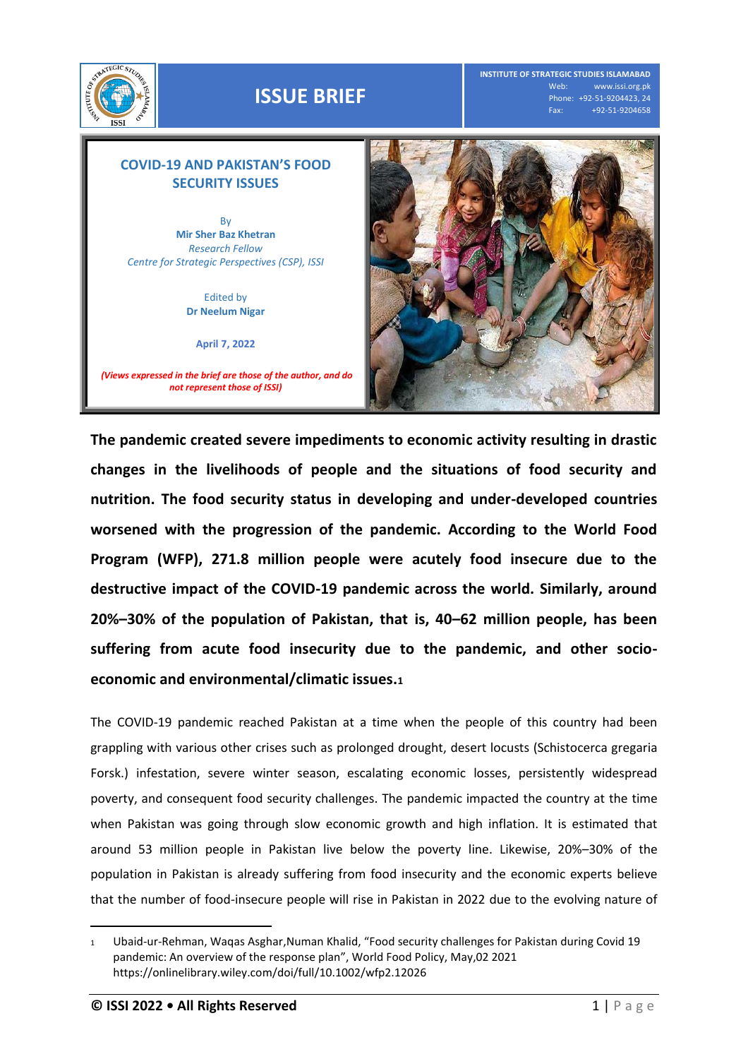ISSUE BRIEF

INSTITUTE OF STRATEGIC STUDIES ISLAMABAD
Web: www.issi.org.pk
Phone: +92-51-9204423, 24
Fax: +92-51-9204658

# COVID-19 AND PAKISTAN'S FOOD SECURITY ISSUES

By
**Mir Sher Baz Khetran**
*Research Fellow*
*Centre for Strategic Perspectives (CSP), ISSI*

Edited by
**Dr Neelum Nigar**

**April 7, 2022**

***(Views expressed in the brief are those of the author, and do not represent those of ISSI)***

**The pandemic created severe impediments to economic activity resulting in drastic changes in the livelihoods of people and the situations of food security and nutrition. The food security status in developing and under-developed countries worsened with the progression of the pandemic. According to the World Food Program (WFP), 271.8 million people were acutely food insecure due to the destructive impact of the COVID-19 pandemic across the world. Similarly, around 20%–30% of the population of Pakistan, that is, 40–62 million people, has been suffering from acute food insecurity due to the pandemic, and other socio-economic and environmental/climatic issues.[1]**

The COVID-19 pandemic reached Pakistan at a time when the people of this country had been grappling with various other crises such as prolonged drought, desert locusts (Schistocerca gregaria Forsk.) infestation, severe winter season, escalating economic losses, persistently widespread poverty, and consequent food security challenges. The pandemic impacted the country at the time when Pakistan was going through slow economic growth and high inflation. It is estimated that around 53 million people in Pakistan live below the poverty line. Likewise, 20%–30% of the population in Pakistan is already suffering from food insecurity and the economic experts believe that the number of food-insecure people will rise in Pakistan in 2022 due to the evolving nature of

---

[1] Ubaid-ur-Rehman, Waqas Asghar,Numan Khalid, "Food security challenges for Pakistan during Covid 19 pandemic: An overview of the response plan", World Food Policy, May,02 2021 https://onlinelibrary.wiley.com/doi/full/10.1002/wfp2.12026

**© ISSI 2022 • All Rights Reserved**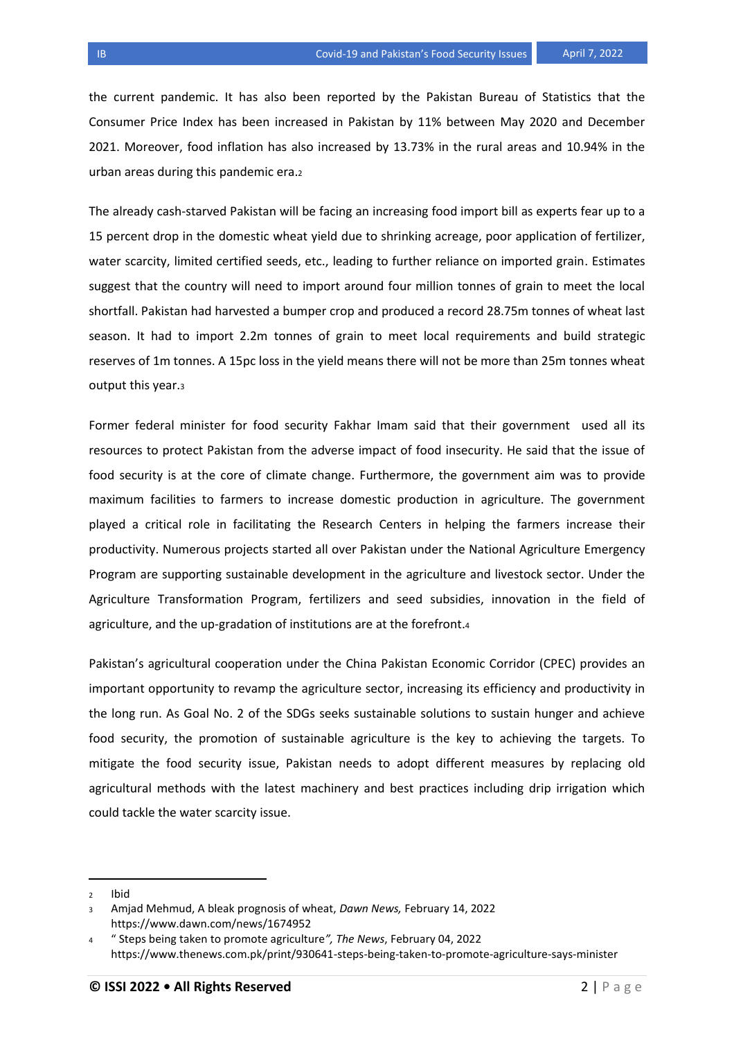the current pandemic. It has also been reported by the Pakistan Bureau of Statistics that the Consumer Price Index has been increased in Pakistan by 11% between May 2020 and December 2021. Moreover, food inflation has also increased by 13.73% in the rural areas and 10.94% in the urban areas during this pandemic era.[2]

The already cash-starved Pakistan will be facing an increasing food import bill as experts fear up to a 15 percent drop in the domestic wheat yield due to shrinking acreage, poor application of fertilizer, water scarcity, limited certified seeds, etc., leading to further reliance on imported grain. Estimates suggest that the country will need to import around four million tonnes of grain to meet the local shortfall. Pakistan had harvested a bumper crop and produced a record 28.75m tonnes of wheat last season. It had to import 2.2m tonnes of grain to meet local requirements and build strategic reserves of 1m tonnes. A 15pc loss in the yield means there will not be more than 25m tonnes wheat output this year.[3]

Former federal minister for food security Fakhar Imam said that their government used all its resources to protect Pakistan from the adverse impact of food insecurity. He said that the issue of food security is at the core of climate change. Furthermore, the government aim was to provide maximum facilities to farmers to increase domestic production in agriculture. The government played a critical role in facilitating the Research Centers in helping the farmers increase their productivity. Numerous projects started all over Pakistan under the National Agriculture Emergency Program are supporting sustainable development in the agriculture and livestock sector. Under the Agriculture Transformation Program, fertilizers and seed subsidies, innovation in the field of agriculture, and the up-gradation of institutions are at the forefront.[4]

Pakistan's agricultural cooperation under the China Pakistan Economic Corridor (CPEC) provides an important opportunity to revamp the agriculture sector, increasing its efficiency and productivity in the long run. As Goal No. 2 of the SDGs seeks sustainable solutions to sustain hunger and achieve food security, the promotion of sustainable agriculture is the key to achieving the targets. To mitigate the food security issue, Pakistan needs to adopt different measures by replacing old agricultural methods with the latest machinery and best practices including drip irrigation which could tackle the water scarcity issue.

---

[2] Ibid

[3] Amjad Mehmud, A bleak prognosis of wheat, *Dawn News,* February 14, 2022 https://www.dawn.com/news/1674952

[4] " Steps being taken to promote agriculture*", The News*, February 04, 2022 https://www.thenews.com.pk/print/930641-steps-being-taken-to-promote-agriculture-says-minister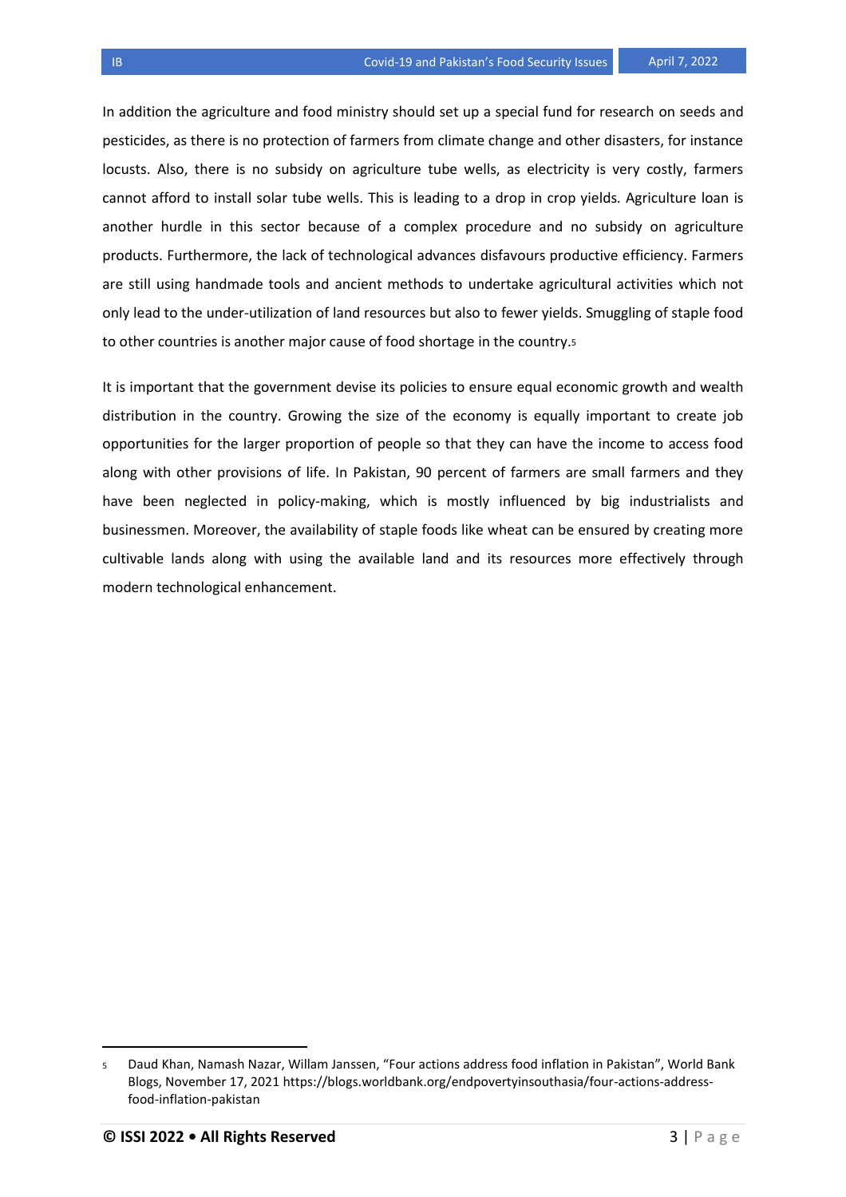In addition the agriculture and food ministry should set up a special fund for research on seeds and pesticides, as there is no protection of farmers from climate change and other disasters, for instance locusts. Also, there is no subsidy on agriculture tube wells, as electricity is very costly, farmers cannot afford to install solar tube wells. This is leading to a drop in crop yields. Agriculture loan is another hurdle in this sector because of a complex procedure and no subsidy on agriculture products. Furthermore, the lack of technological advances disfavours productive efficiency. Farmers are still using handmade tools and ancient methods to undertake agricultural activities which not only lead to the under-utilization of land resources but also to fewer yields. Smuggling of staple food to other countries is another major cause of food shortage in the country.[5]

It is important that the government devise its policies to ensure equal economic growth and wealth distribution in the country. Growing the size of the economy is equally important to create job opportunities for the larger proportion of people so that they can have the income to access food along with other provisions of life. In Pakistan, 90 percent of farmers are small farmers and they have been neglected in policy-making, which is mostly influenced by big industrialists and businessmen. Moreover, the availability of staple foods like wheat can be ensured by creating more cultivable lands along with using the available land and its resources more effectively through modern technological enhancement.

---

[5] Daud Khan, Namash Nazar, Willam Janssen, "Four actions address food inflation in Pakistan", World Bank Blogs, November 17, 2021 https://blogs.worldbank.org/endpovertyinsouthasia/four-actions-address-food-inflation-pakistan